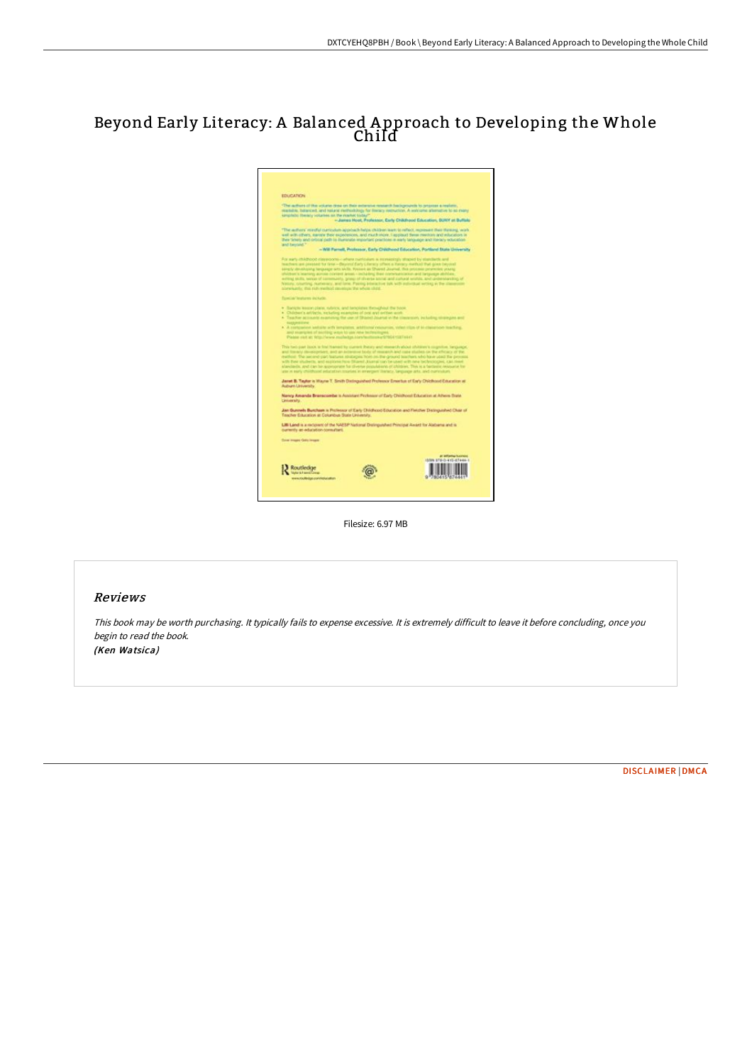# Beyond Early Literacy: A Balanced Approach to Developing the Whole Child

Filesize: 6.97 MB

## Reviews

*This book may be worth purchasing. It typically fails to expense excessive. It is extremely difficult to leave it before concluding, once you begin to read the book.*

*(Ken Watsica)*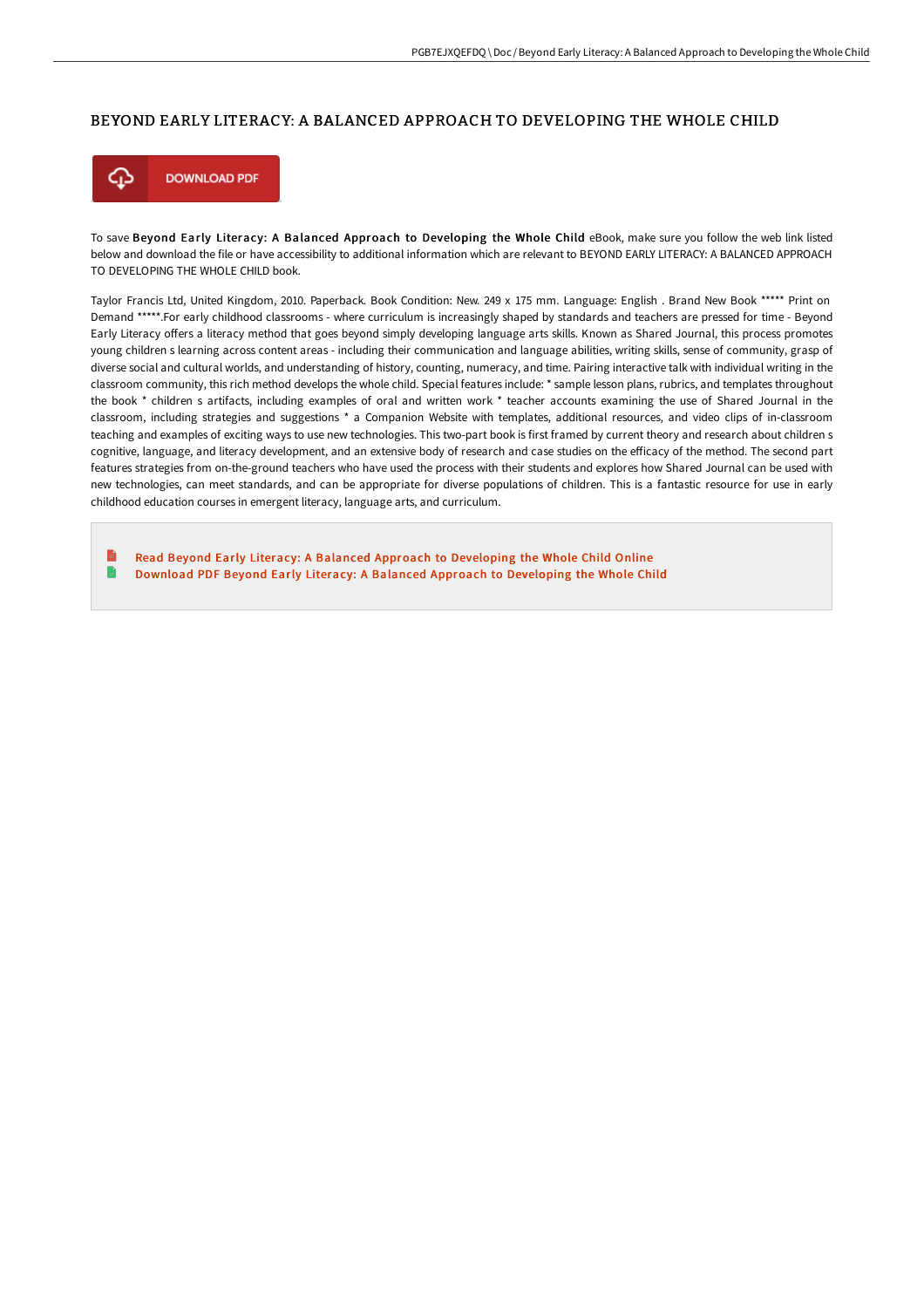# BEYOND EARLY LITERACY: A BALANCED APPROACH TO DEVELOPING THE WHOLE CHILD

DOWNLOAD PDF

To save **Beyond Early Literacy: A Balanced Approach to Developing the Whole Child** eBook, make sure you follow the web link listed below and download the file or have accessibility to additional information which are relevant to BEYOND EARLY LITERACY: A BALANCED APPROACH TO DEVELOPING THE WHOLE CHILD book.

Taylor Francis Ltd, United Kingdom, 2010. Paperback. Book Condition: New. 249 x 175 mm. Language: English . Brand New Book ***** Print on Demand *****.For early childhood classrooms - where curriculum is increasingly shaped by standards and teachers are pressed for time - Beyond Early Literacy offers a literacy method that goes beyond simply developing language arts skills. Known as Shared Journal, this process promotes young children s learning across content areas - including their communication and language abilities, writing skills, sense of community, grasp of diverse social and cultural worlds, and understanding of history, counting, numeracy, and time. Pairing interactive talk with individual writing in the classroom community, this rich method develops the whole child. Special features include: * sample lesson plans, rubrics, and templates throughout the book * children s artifacts, including examples of oral and written work * teacher accounts examining the use of Shared Journal in the classroom, including strategies and suggestions * a Companion Website with templates, additional resources, and video clips of in-classroom teaching and examples of exciting ways to use new technologies. This two-part book is first framed by current theory and research about children s cognitive, language, and literacy development, and an extensive body of research and case studies on the efficacy of the method. The second part features strategies from on-the-ground teachers who have used the process with their students and explores how Shared Journal can be used with new technologies, can meet standards, and can be appropriate for diverse populations of children. This is a fantastic resource for use in early childhood education courses in emergent literacy, language arts, and curriculum.

- Read Beyond Early Literacy: A Balanced Approach to Developing the Whole Child Online
- Download PDF Beyond Early Literacy: A Balanced Approach to Developing the Whole Child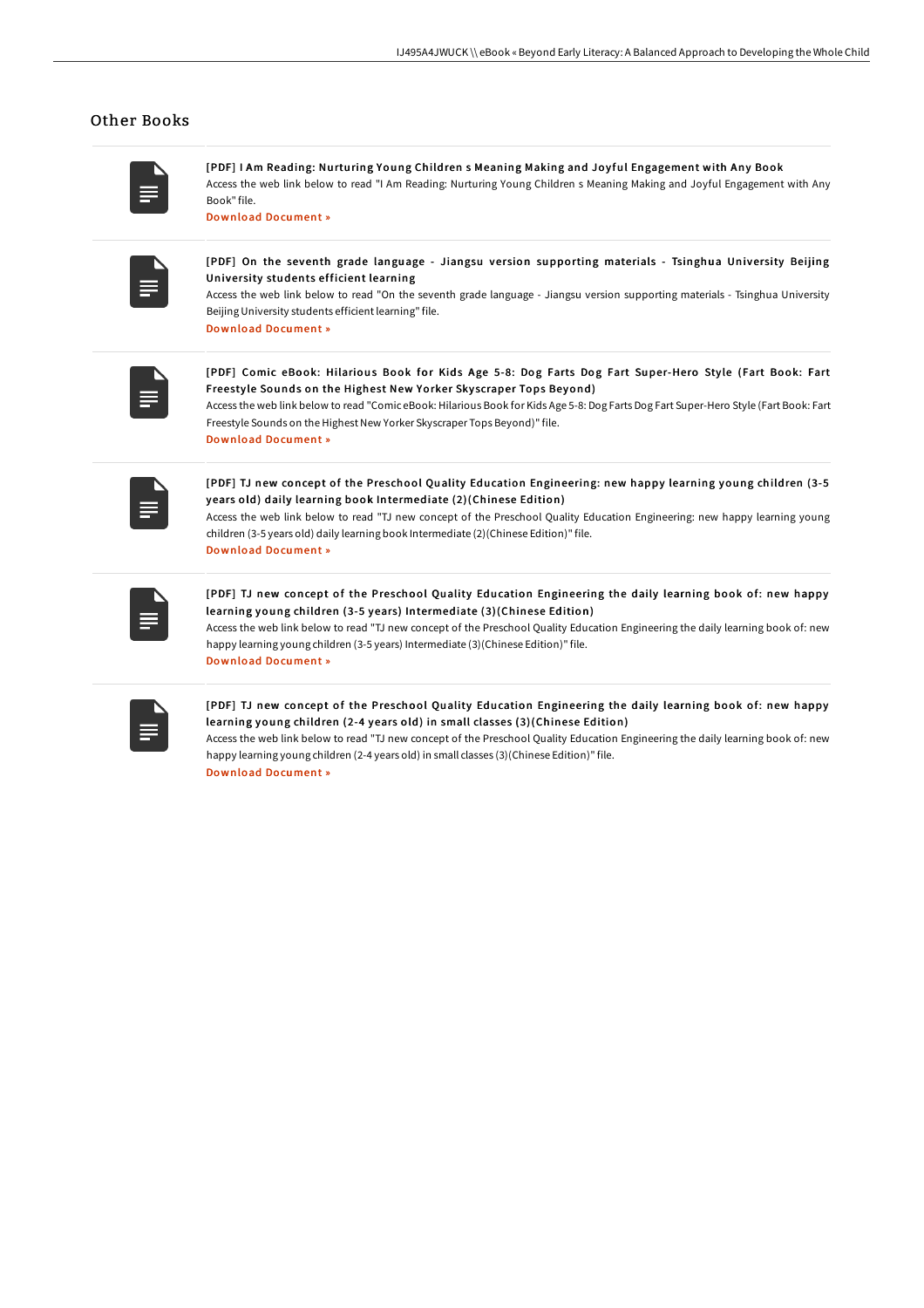## Other Books

[PDF] I Am Reading: Nurturing Young Children s Meaning Making and Joyful Engagement with Any Book
Access the web link below to read "I Am Reading: Nurturing Young Children s Meaning Making and Joyful Engagement with Any Book" file.
Download Document »

[PDF] On the seventh grade language - Jiangsu version supporting materials - Tsinghua University Beijing University students efficient learning
Access the web link below to read "On the seventh grade language - Jiangsu version supporting materials - Tsinghua University Beijing University students efficient learning" file.
Download Document »

[PDF] Comic eBook: Hilarious Book for Kids Age 5-8: Dog Farts Dog Fart Super-Hero Style (Fart Book: Fart Freestyle Sounds on the Highest New Yorker Skyscraper Tops Beyond)
Access the web link below to read "Comic eBook: Hilarious Book for Kids Age 5-8: Dog Farts Dog Fart Super-Hero Style (Fart Book: Fart Freestyle Sounds on the Highest New Yorker Skyscraper Tops Beyond)" file.
Download Document »

[PDF] TJ new concept of the Preschool Quality Education Engineering: new happy learning young children (3-5 years old) daily learning book Intermediate (2)(Chinese Edition)
Access the web link below to read "TJ new concept of the Preschool Quality Education Engineering: new happy learning young children (3-5 years old) daily learning book Intermediate (2)(Chinese Edition)" file.
Download Document »

[PDF] TJ new concept of the Preschool Quality Education Engineering the daily learning book of: new happy learning young children (3-5 years) Intermediate (3)(Chinese Edition)
Access the web link below to read "TJ new concept of the Preschool Quality Education Engineering the daily learning book of: new happy learning young children (3-5 years) Intermediate (3)(Chinese Edition)" file.
Download Document »

[PDF] TJ new concept of the Preschool Quality Education Engineering the daily learning book of: new happy learning young children (2-4 years old) in small classes (3)(Chinese Edition)
Access the web link below to read "TJ new concept of the Preschool Quality Education Engineering the daily learning book of: new happy learning young children (2-4 years old) in small classes (3)(Chinese Edition)" file.
Download Document »